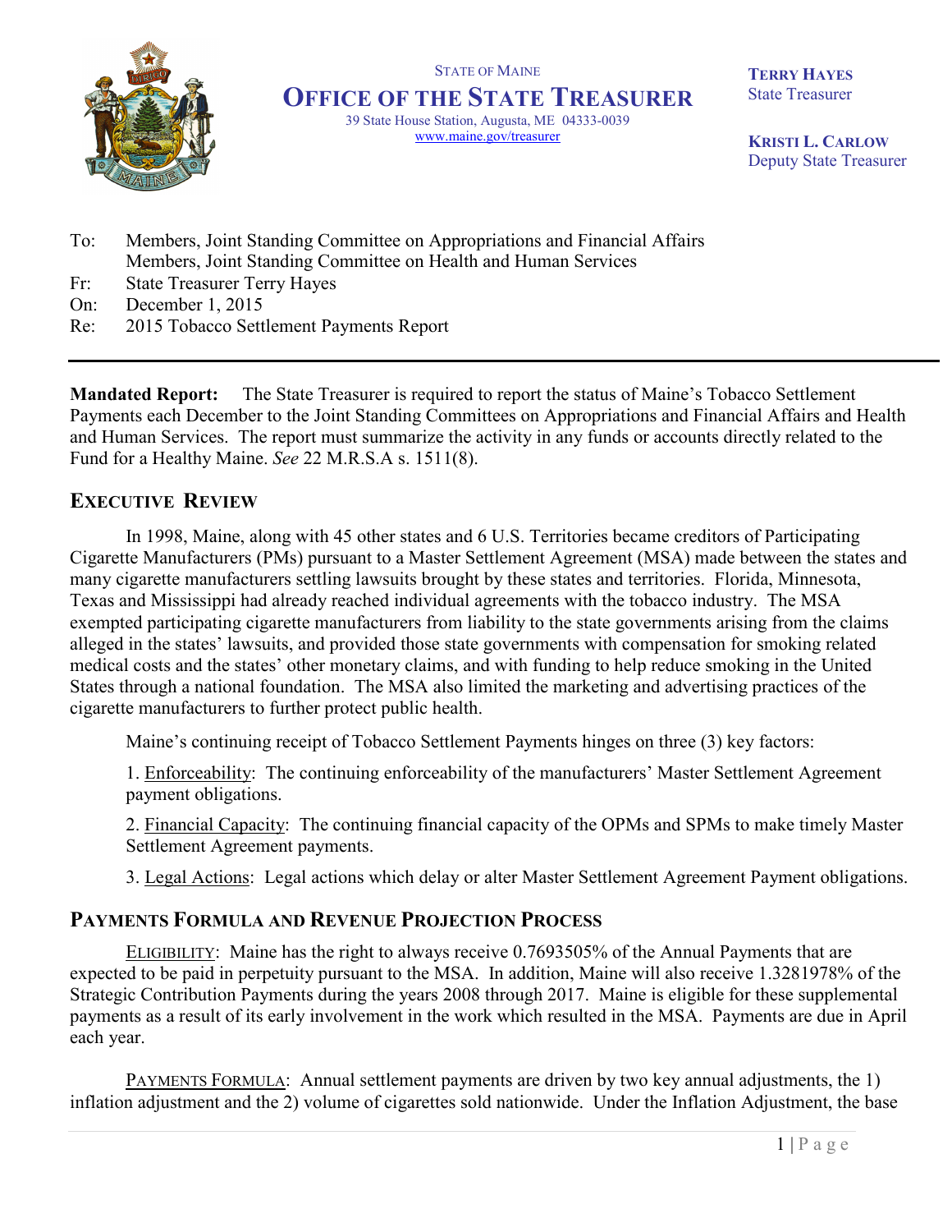STATE OF MAINE

# OFFICE OF THE STATE TREASURER

39 State House Station, Augusta, ME 04333-0039
www.maine.gov/treasurer

**TERRY HAYES**
State Treasurer

**KRISTI L. CARLOW**
Deputy State Treasurer

To: Members, Joint Standing Committee on Appropriations and Financial Affairs
Members, Joint Standing Committee on Health and Human Services
Fr: State Treasurer Terry Hayes
On: December 1, 2015
Re: 2015 Tobacco Settlement Payments Report

---

**Mandated Report:** The State Treasurer is required to report the status of Maine's Tobacco Settlement Payments each December to the Joint Standing Committees on Appropriations and Financial Affairs and Health and Human Services. The report must summarize the activity in any funds or accounts directly related to the Fund for a Healthy Maine. *See* 22 M.R.S.A s. 1511(8).

## EXECUTIVE REVIEW

In 1998, Maine, along with 45 other states and 6 U.S. Territories became creditors of Participating Cigarette Manufacturers (PMs) pursuant to a Master Settlement Agreement (MSA) made between the states and many cigarette manufacturers settling lawsuits brought by these states and territories. Florida, Minnesota, Texas and Mississippi had already reached individual agreements with the tobacco industry. The MSA exempted participating cigarette manufacturers from liability to the state governments arising from the claims alleged in the states' lawsuits, and provided those state governments with compensation for smoking related medical costs and the states' other monetary claims, and with funding to help reduce smoking in the United States through a national foundation. The MSA also limited the marketing and advertising practices of the cigarette manufacturers to further protect public health.

Maine's continuing receipt of Tobacco Settlement Payments hinges on three (3) key factors:

1. Enforceability: The continuing enforceability of the manufacturers' Master Settlement Agreement payment obligations.

2. Financial Capacity: The continuing financial capacity of the OPMs and SPMs to make timely Master Settlement Agreement payments.

3. Legal Actions: Legal actions which delay or alter Master Settlement Agreement Payment obligations.

## PAYMENTS FORMULA AND REVENUE PROJECTION PROCESS

ELIGIBILITY: Maine has the right to always receive 0.7693505% of the Annual Payments that are expected to be paid in perpetuity pursuant to the MSA. In addition, Maine will also receive 1.3281978% of the Strategic Contribution Payments during the years 2008 through 2017. Maine is eligible for these supplemental payments as a result of its early involvement in the work which resulted in the MSA. Payments are due in April each year.

PAYMENTS FORMULA: Annual settlement payments are driven by two key annual adjustments, the 1) inflation adjustment and the 2) volume of cigarettes sold nationwide. Under the Inflation Adjustment, the base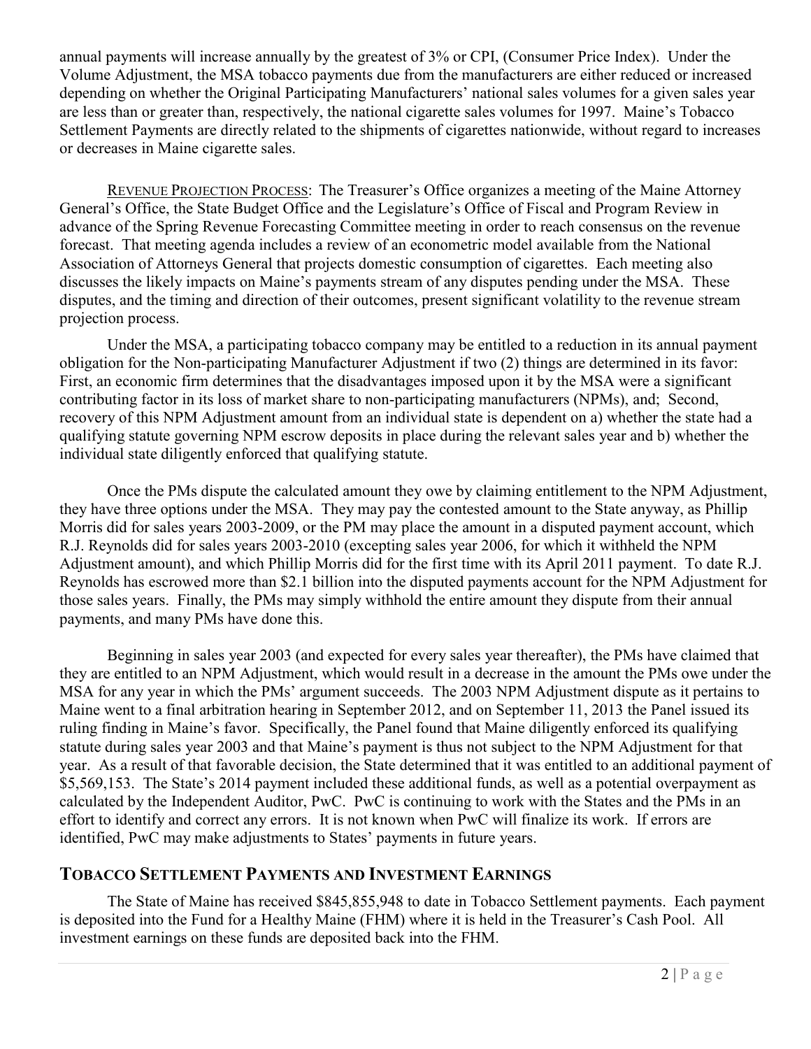annual payments will increase annually by the greatest of 3% or CPI, (Consumer Price Index). Under the Volume Adjustment, the MSA tobacco payments due from the manufacturers are either reduced or increased depending on whether the Original Participating Manufacturers' national sales volumes for a given sales year are less than or greater than, respectively, the national cigarette sales volumes for 1997. Maine's Tobacco Settlement Payments are directly related to the shipments of cigarettes nationwide, without regard to increases or decreases in Maine cigarette sales.

REVENUE PROJECTION PROCESS: The Treasurer's Office organizes a meeting of the Maine Attorney General's Office, the State Budget Office and the Legislature's Office of Fiscal and Program Review in advance of the Spring Revenue Forecasting Committee meeting in order to reach consensus on the revenue forecast. That meeting agenda includes a review of an econometric model available from the National Association of Attorneys General that projects domestic consumption of cigarettes. Each meeting also discusses the likely impacts on Maine's payments stream of any disputes pending under the MSA. These disputes, and the timing and direction of their outcomes, present significant volatility to the revenue stream projection process.

Under the MSA, a participating tobacco company may be entitled to a reduction in its annual payment obligation for the Non-participating Manufacturer Adjustment if two (2) things are determined in its favor: First, an economic firm determines that the disadvantages imposed upon it by the MSA were a significant contributing factor in its loss of market share to non-participating manufacturers (NPMs), and; Second, recovery of this NPM Adjustment amount from an individual state is dependent on a) whether the state had a qualifying statute governing NPM escrow deposits in place during the relevant sales year and b) whether the individual state diligently enforced that qualifying statute.

Once the PMs dispute the calculated amount they owe by claiming entitlement to the NPM Adjustment, they have three options under the MSA. They may pay the contested amount to the State anyway, as Phillip Morris did for sales years 2003-2009, or the PM may place the amount in a disputed payment account, which R.J. Reynolds did for sales years 2003-2010 (excepting sales year 2006, for which it withheld the NPM Adjustment amount), and which Phillip Morris did for the first time with its April 2011 payment. To date R.J. Reynolds has escrowed more than $2.1 billion into the disputed payments account for the NPM Adjustment for those sales years. Finally, the PMs may simply withhold the entire amount they dispute from their annual payments, and many PMs have done this.

Beginning in sales year 2003 (and expected for every sales year thereafter), the PMs have claimed that they are entitled to an NPM Adjustment, which would result in a decrease in the amount the PMs owe under the MSA for any year in which the PMs' argument succeeds. The 2003 NPM Adjustment dispute as it pertains to Maine went to a final arbitration hearing in September 2012, and on September 11, 2013 the Panel issued its ruling finding in Maine's favor. Specifically, the Panel found that Maine diligently enforced its qualifying statute during sales year 2003 and that Maine's payment is thus not subject to the NPM Adjustment for that year. As a result of that favorable decision, the State determined that it was entitled to an additional payment of $5,569,153. The State's 2014 payment included these additional funds, as well as a potential overpayment as calculated by the Independent Auditor, PwC. PwC is continuing to work with the States and the PMs in an effort to identify and correct any errors. It is not known when PwC will finalize its work. If errors are identified, PwC may make adjustments to States' payments in future years.

## TOBACCO SETTLEMENT PAYMENTS AND INVESTMENT EARNINGS

The State of Maine has received $845,855,948 to date in Tobacco Settlement payments. Each payment is deposited into the Fund for a Healthy Maine (FHM) where it is held in the Treasurer's Cash Pool. All investment earnings on these funds are deposited back into the FHM.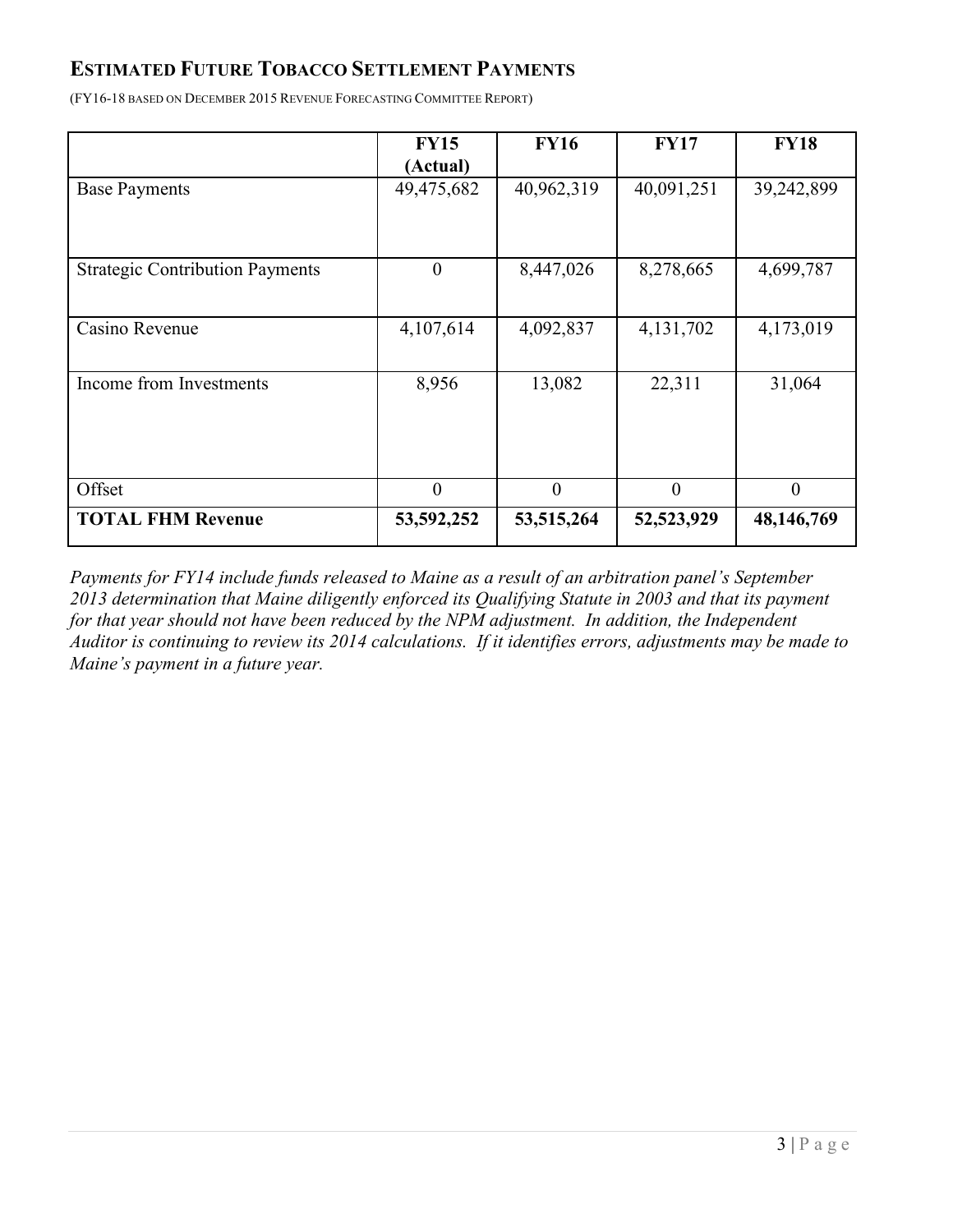## Estimated Future Tobacco Settlement Payments

(FY16-18 based on December 2015 Revenue Forecasting Committee Report)

| | FY15 (Actual) | FY16 | FY17 | FY18 |
|---|---|---|---|---|
| Base Payments | 49,475,682 | 40,962,319 | 40,091,251 | 39,242,899 |
| Strategic Contribution Payments | 0 | 8,447,026 | 8,278,665 | 4,699,787 |
| Casino Revenue | 4,107,614 | 4,092,837 | 4,131,702 | 4,173,019 |
| Income from Investments | 8,956 | 13,082 | 22,311 | 31,064 |
| Offset | 0 | 0 | 0 | 0 |
| **TOTAL FHM Revenue** | **53,592,252** | **53,515,264** | **52,523,929** | **48,146,769** |

*Payments for FY14 include funds released to Maine as a result of an arbitration panel's September 2013 determination that Maine diligently enforced its Qualifying Statute in 2003 and that its payment for that year should not have been reduced by the NPM adjustment. In addition, the Independent Auditor is continuing to review its 2014 calculations. If it identifies errors, adjustments may be made to Maine's payment in a future year.*